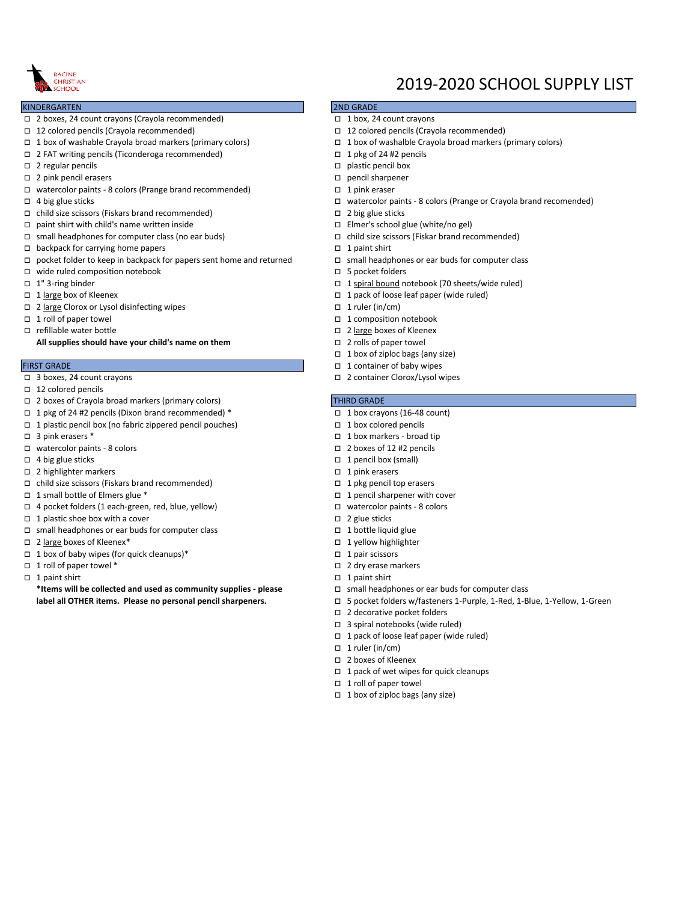RACINE CHRISTIAN SCHOOL

# 2019-2020 SCHOOL SUPPLY LIST

## KINDERGARTEN

- ☐ 2 boxes, 24 count crayons (Crayola recommended)
- ☐ 12 colored pencils (Crayola recommended)
- ☐ 1 box of washable Crayola broad markers (primary colors)
- ☐ 2 FAT writing pencils (Ticonderoga recommended)
- ☐ 2 regular pencils
- ☐ 2 pink pencil erasers
- ☐ watercolor paints - 8 colors (Prange brand recommended)
- ☐ 4 big glue sticks
- ☐ child size scissors (Fiskars brand recommended)
- ☐ paint shirt with child's name written inside
- ☐ small headphones for computer class (no ear buds)
- ☐ backpack for carrying home papers
- ☐ pocket folder to keep in backpack for papers sent home and returned
- ☐ wide ruled composition notebook
- ☐ 1" 3-ring binder
- ☐ 1 large box of Kleenex
- ☐ 2 large Clorox or Lysol disinfecting wipes
- ☐ 1 roll of paper towel
- ☐ refillable water bottle

**All supplies should have your child's name on them**

## FIRST GRADE

- ☐ 3 boxes, 24 count crayons
- ☐ 12 colored pencils
- ☐ 2 boxes of Crayola broad markers (primary colors)
- ☐ 1 pkg of 24 #2 pencils (Dixon brand recommended) *
- ☐ 1 plastic pencil box (no fabric zippered pencil pouches)
- ☐ 3 pink erasers *
- ☐ watercolor paints - 8 colors
- ☐ 4 big glue sticks
- ☐ 2 highlighter markers
- ☐ child size scissors (Fiskars brand recommended)
- ☐ 1 small bottle of Elmers glue *
- ☐ 4 pocket folders (1 each-green, red, blue, yellow)
- ☐ 1 plastic shoe box with a cover
- ☐ small headphones or ear buds for computer class
- ☐ 2 large boxes of Kleenex*
- ☐ 1 box of baby wipes (for quick cleanups)*
- ☐ 1 roll of paper towel *
- ☐ 1 paint shirt

**\*Items will be collected and used as community supplies - please label all OTHER items. Please no personal pencil sharpeners.**

## 2ND GRADE

- ☐ 1 box, 24 count crayons
- ☐ 12 colored pencils (Crayola recommended)
- ☐ 1 box of washalble Crayola broad markers (primary colors)
- ☐ 1 pkg of 24 #2 pencils
- ☐ plastic pencil box
- ☐ pencil sharpener
- ☐ 1 pink eraser
- ☐ watercolor paints - 8 colors (Prange or Crayola brand recomended)
- ☐ 2 big glue sticks
- ☐ Elmer's school glue (white/no gel)
- ☐ child size scissors (Fiskar brand recommended)
- ☐ 1 paint shirt
- ☐ small headphones or ear buds for computer class
- ☐ 5 pocket folders
- ☐ 1 spiral bound notebook (70 sheets/wide ruled)
- ☐ 1 pack of loose leaf paper (wide ruled)
- ☐ 1 ruler (in/cm)
- ☐ 1 composition notebook
- ☐ 2 large boxes of Kleenex
- ☐ 2 rolls of paper towel
- ☐ 1 box of ziploc bags (any size)
- ☐ 1 container of baby wipes
- ☐ 2 container Clorox/Lysol wipes

## THIRD GRADE

- ☐ 1 box crayons (16-48 count)
- ☐ 1 box colored pencils
- ☐ 1 box markers - broad tip
- ☐ 2 boxes of 12 #2 pencils
- ☐ 1 pencil box (small)
- ☐ 1 pink erasers
- ☐ 1 pkg pencil top erasers
- ☐ 1 pencil sharpener with cover
- ☐ watercolor paints - 8 colors
- ☐ 2 glue sticks
- ☐ 1 bottle liquid glue
- ☐ 1 yellow highlighter
- ☐ 1 pair scissors
- ☐ 2 dry erase markers
- ☐ 1 paint shirt
- ☐ small headphones or ear buds for computer class
- ☐ 5 pocket folders w/fasteners 1-Purple, 1-Red, 1-Blue, 1-Yellow, 1-Green
- ☐ 2 decorative pocket folders
- ☐ 3 spiral notebooks (wide ruled)
- ☐ 1 pack of loose leaf paper (wide ruled)
- ☐ 1 ruler (in/cm)
- ☐ 2 boxes of Kleenex
- ☐ 1 pack of wet wipes for quick cleanups
- ☐ 1 roll of paper towel
- ☐ 1 box of ziploc bags (any size)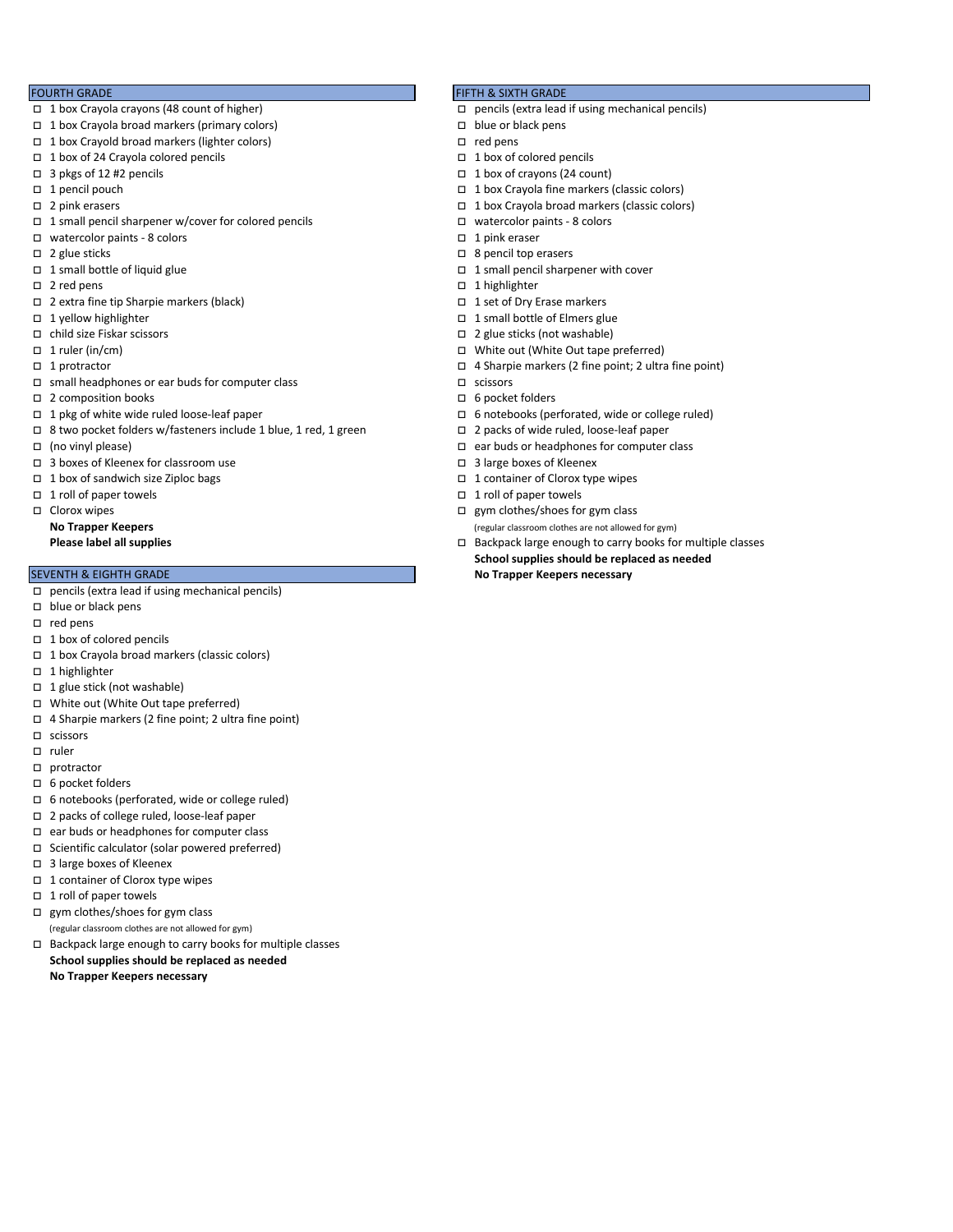## FOURTH GRADE

- ☐ 1 box Crayola crayons (48 count of higher)
- ☐ 1 box Crayola broad markers (primary colors)
- ☐ 1 box Crayold broad markers (lighter colors)
- ☐ 1 box of 24 Crayola colored pencils
- ☐ 3 pkgs of 12 #2 pencils
- ☐ 1 pencil pouch
- ☐ 2 pink erasers
- ☐ 1 small pencil sharpener w/cover for colored pencils
- ☐ watercolor paints - 8 colors
- ☐ 2 glue sticks
- ☐ 1 small bottle of liquid glue
- ☐ 2 red pens
- ☐ 2 extra fine tip Sharpie markers (black)
- ☐ 1 yellow highlighter
- ☐ child size Fiskar scissors
- ☐ 1 ruler (in/cm)
- ☐ 1 protractor
- ☐ small headphones or ear buds for computer class
- ☐ 2 composition books
- ☐ 1 pkg of white wide ruled loose-leaf paper
- ☐ 8 two pocket folders w/fasteners include 1 blue, 1 red, 1 green
- ☐ (no vinyl please)
- ☐ 3 boxes of Kleenex for classroom use
- ☐ 1 box of sandwich size Ziploc bags
- ☐ 1 roll of paper towels
- ☐ Clorox wipes

**No Trapper Keepers**

**Please label all supplies**

## SEVENTH & EIGHTH GRADE

- ☐ pencils (extra lead if using mechanical pencils)
- ☐ blue or black pens
- ☐ red pens
- ☐ 1 box of colored pencils
- ☐ 1 box Crayola broad markers (classic colors)
- ☐ 1 highlighter
- ☐ 1 glue stick (not washable)
- ☐ White out (White Out tape preferred)
- ☐ 4 Sharpie markers (2 fine point; 2 ultra fine point)
- ☐ scissors
- ☐ ruler
- ☐ protractor
- ☐ 6 pocket folders
- ☐ 6 notebooks (perforated, wide or college ruled)
- ☐ 2 packs of college ruled, loose-leaf paper
- ☐ ear buds or headphones for computer class
- ☐ Scientific calculator (solar powered preferred)
- ☐ 3 large boxes of Kleenex
- ☐ 1 container of Clorox type wipes
- ☐ 1 roll of paper towels
- ☐ gym clothes/shoes for gym class
  (regular classroom clothes are not allowed for gym)
- ☐ Backpack large enough to carry books for multiple classes

**School supplies should be replaced as needed**

**No Trapper Keepers necessary**

## FIFTH & SIXTH GRADE

- ☐ pencils (extra lead if using mechanical pencils)
- ☐ blue or black pens
- ☐ red pens
- ☐ 1 box of colored pencils
- ☐ 1 box of crayons (24 count)
- ☐ 1 box Crayola fine markers (classic colors)
- ☐ 1 box Crayola broad markers (classic colors)
- ☐ watercolor paints - 8 colors
- ☐ 1 pink eraser
- ☐ 8 pencil top erasers
- ☐ 1 small pencil sharpener with cover
- ☐ 1 highlighter
- ☐ 1 set of Dry Erase markers
- ☐ 1 small bottle of Elmers glue
- ☐ 2 glue sticks (not washable)
- ☐ White out (White Out tape preferred)
- ☐ 4 Sharpie markers (2 fine point; 2 ultra fine point)
- ☐ scissors
- ☐ 6 pocket folders
- ☐ 6 notebooks (perforated, wide or college ruled)
- ☐ 2 packs of wide ruled, loose-leaf paper
- ☐ ear buds or headphones for computer class
- ☐ 3 large boxes of Kleenex
- ☐ 1 container of Clorox type wipes
- ☐ 1 roll of paper towels
- ☐ gym clothes/shoes for gym class
  (regular classroom clothes are not allowed for gym)
- ☐ Backpack large enough to carry books for multiple classes

**School supplies should be replaced as needed**

**No Trapper Keepers necessary**